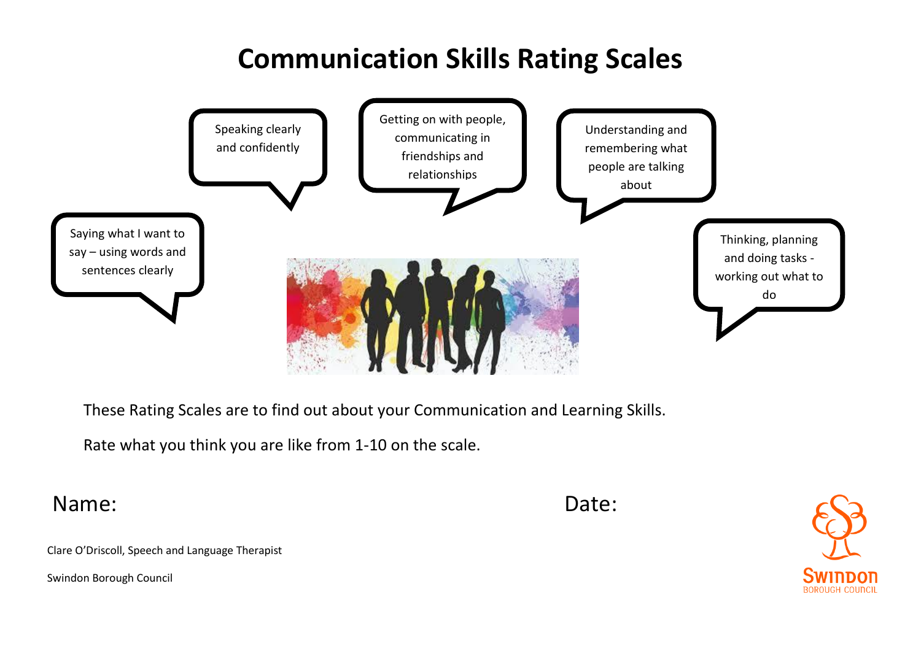# Communication Skills Rating Scales

Speaking clearly and confidently

Getting on with people, communicating in friendships and relationships

Understanding and remembering what people are talking about

Saying what I want to say – using words and sentences clearly

Thinking, planning and doing tasks - working out what to do

These Rating Scales are to find out about your Communication and Learning Skills.

Rate what you think you are like from 1-10 on the scale.

Name: Date:

Clare O'Driscoll, Speech and Language Therapist

Swindon Borough Council

SWINDON BOROUGH COUNCIL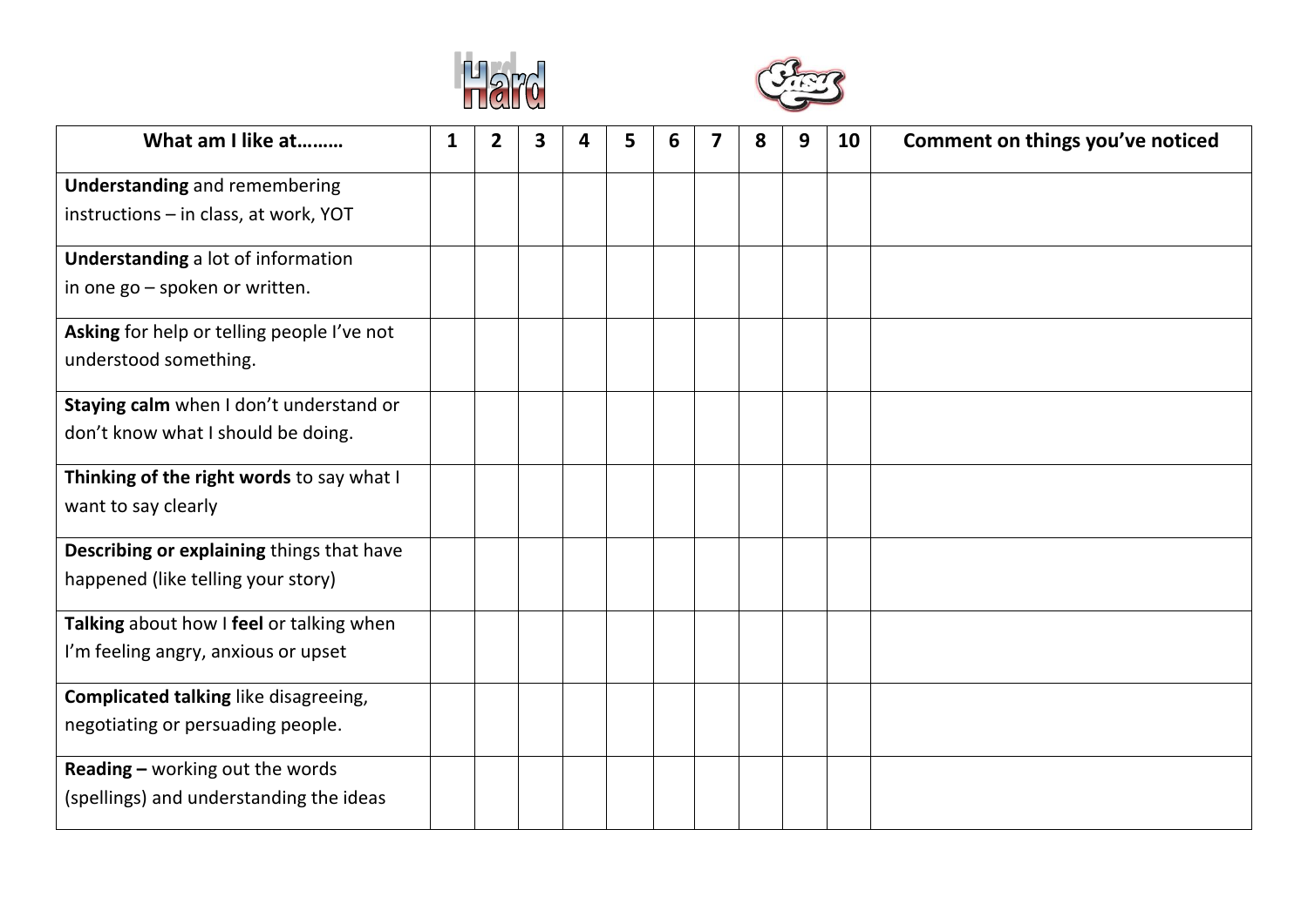Hard Easy

| What am I like at……… | 1 | 2 | 3 | 4 | 5 | 6 | 7 | 8 | 9 | 10 | Comment on things you've noticed |
|---|---|---|---|---|---|---|---|---|---|---|---|
| **Understanding** and remembering instructions – in class, at work, YOT | | | | | | | | | | | |
| **Understanding** a lot of information in one go – spoken or written. | | | | | | | | | | | |
| **Asking** for help or telling people I've not understood something. | | | | | | | | | | | |
| **Staying calm** when I don't understand or don't know what I should be doing. | | | | | | | | | | | |
| **Thinking of the right words** to say what I want to say clearly | | | | | | | | | | | |
| **Describing or explaining** things that have happened (like telling your story) | | | | | | | | | | | |
| **Talking** about how I **feel** or talking when I'm feeling angry, anxious or upset | | | | | | | | | | | |
| **Complicated talking** like disagreeing, negotiating or persuading people. | | | | | | | | | | | |
| **Reading –** working out the words (spellings) and understanding the ideas | | | | | | | | | | | |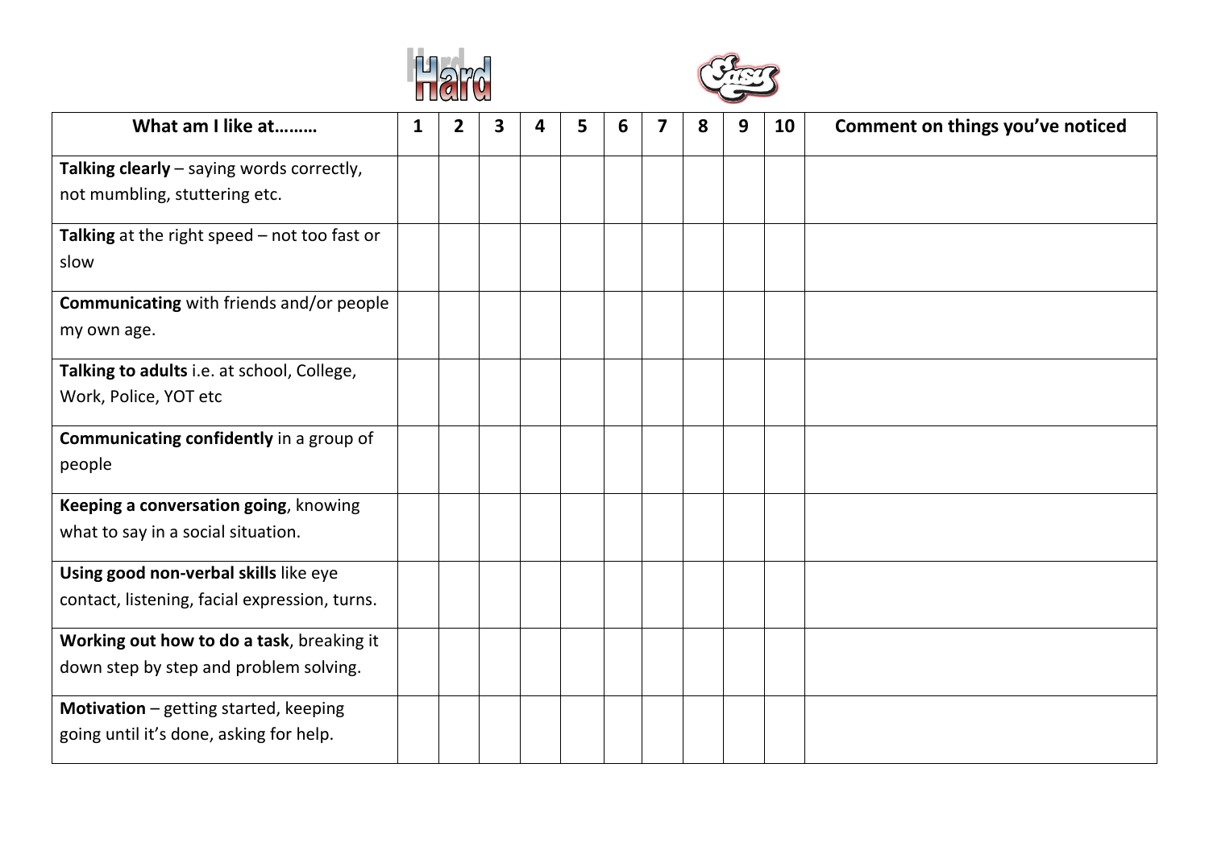Hard Easy

| What am I like at……… | 1 | 2 | 3 | 4 | 5 | 6 | 7 | 8 | 9 | 10 | Comment on things you've noticed |
|---|---|---|---|---|---|---|---|---|---|---|---|
| **Talking clearly** – saying words correctly, not mumbling, stuttering etc. | | | | | | | | | | | |
| **Talking** at the right speed – not too fast or slow | | | | | | | | | | | |
| **Communicating** with friends and/or people my own age. | | | | | | | | | | | |
| **Talking to adults** i.e. at school, College, Work, Police, YOT etc | | | | | | | | | | | |
| **Communicating confidently** in a group of people | | | | | | | | | | | |
| **Keeping a conversation going**, knowing what to say in a social situation. | | | | | | | | | | | |
| **Using good non-verbal skills** like eye contact, listening, facial expression, turns. | | | | | | | | | | | |
| **Working out how to do a task**, breaking it down step by step and problem solving. | | | | | | | | | | | |
| **Motivation** – getting started, keeping going until it's done, asking for help. | | | | | | | | | | | |